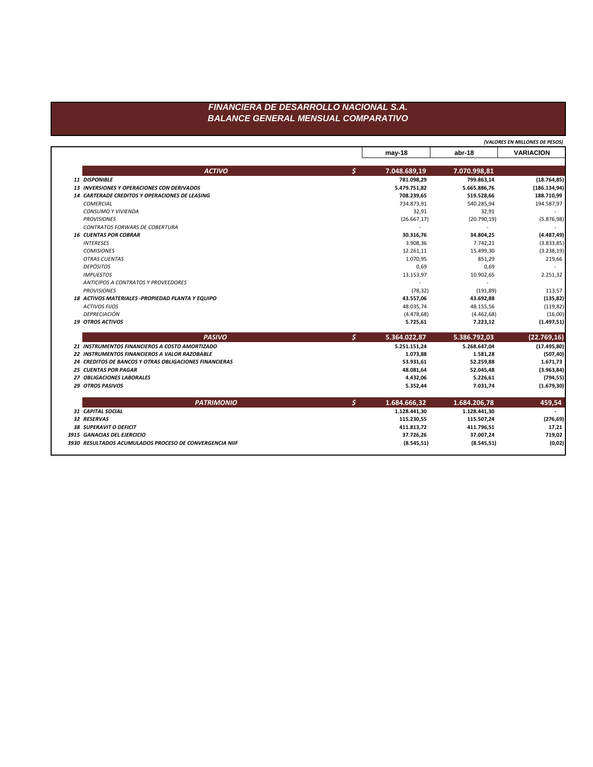# FINANCIERA DE DESARROLLO NACIONAL S.A.
## BALANCE GENERAL MENSUAL COMPARATIVO

*(VALORES EN MILLONES DE PESOS)*

| | | may-18 | abr-18 | VARIACION |
|---|---|---|---|---|
| **ACTIVO** | $ | **7.048.689,19** | **7.070.998,81** | |
| **11 DISPONIBLE** | | **781.098,29** | **799.863,14** | **(18.764,85)** |
| **13 INVERSIONES Y OPERACIONES CON DERIVADOS** | | **5.479.751,82** | **5.665.886,76** | **(186.134,94)** |
| **14 CARTERADE CREDITOS Y OPERACIONES DE LEASING** | | **708.239,65** | **519.528,66** | **188.710,99** |
| *COMERCIAL* | | 734.873,91 | 540.285,94 | 194.587,97 |
| *CONSUMO Y VIVIENDA* | | 32,91 | 32,91 | - |
| *PROVISIONES* | | (26.667,17) | (20.790,19) | (5.876,98) |
| *CONTRATOS FORWARS DE COBERTURA* | | - | - | - |
| **16 CUENTAS POR COBRAR** | | **30.316,76** | **34.804,25** | **(4.487,49)** |
| *INTERESES* | | 3.908,36 | 7.742,21 | (3.833,85) |
| *COMISIONES* | | 12.261,11 | 15.499,30 | (3.238,19) |
| *OTRAS CUENTAS* | | 1.070,95 | 851,29 | 219,66 |
| *DEPÓSITOS* | | 0,69 | 0,69 | - |
| *IMPUESTOS* | | 13.153,97 | 10.902,65 | 2.251,32 |
| *ANTICIPOS A CONTRATOS Y PROVEEDORES* | | - | - | |
| *PROVISIONES* | | (78,32) | (191,89) | 113,57 |
| **18 ACTIVOS MATERIALES -PROPIEDAD PLANTA Y EQUIPO** | | **43.557,06** | **43.692,88** | **(135,82)** |
| *ACTIVOS FIJOS* | | 48.035,74 | 48.155,56 | (119,82) |
| *DEPRECIACIÓN* | | (4.478,68) | (4.462,68) | (16,00) |
| **19 OTROS ACTIVOS** | | **5.725,61** | **7.223,12** | **(1.497,51)** |
| **PASIVO** | $ | **5.364.022,87** | **5.386.792,03** | **(22.769,16)** |
| **21 INSTRUMENTOS FINANCIEROS A COSTO AMORTIZADO** | | **5.251.151,24** | **5.268.647,04** | **(17.495,80)** |
| **22 INSTRUMENTOS FINANCIEROS A VALOR RAZOBABLE** | | **1.073,88** | **1.581,28** | **(507,40)** |
| **24 CREDITOS DE BANCOS Y OTRAS OBLIGACIONES FINANCIERAS** | | **53.931,61** | **52.259,88** | **1.671,73** |
| **25 CUENTAS POR PAGAR** | | **48.081,64** | **52.045,48** | **(3.963,84)** |
| **27 OBLIGACIONES LABORALES** | | **4.432,06** | **5.226,61** | **(794,55)** |
| **29 OTROS PASIVOS** | | **5.352,44** | **7.031,74** | **(1.679,30)** |
| **PATRIMONIO** | $ | **1.684.666,32** | **1.684.206,78** | **459,54** |
| **31 CAPITAL SOCIAL** | | **1.128.441,30** | **1.128.441,30** | **-** |
| **32 RESERVAS** | | **115.230,55** | **115.507,24** | **(276,69)** |
| **38 SUPERAVIT O DEFICIT** | | **411.813,72** | **411.796,51** | **17,21** |
| **3915 GANACIAS DEL EJERCICIO** | | **37.726,26** | **37.007,24** | **719,02** |
| **3930 RESULTADOS ACUMULADOS PROCESO DE CONVERGENCIA NIIF** | | **(8.545,51)** | **(8.545,51)** | **(0,02)** |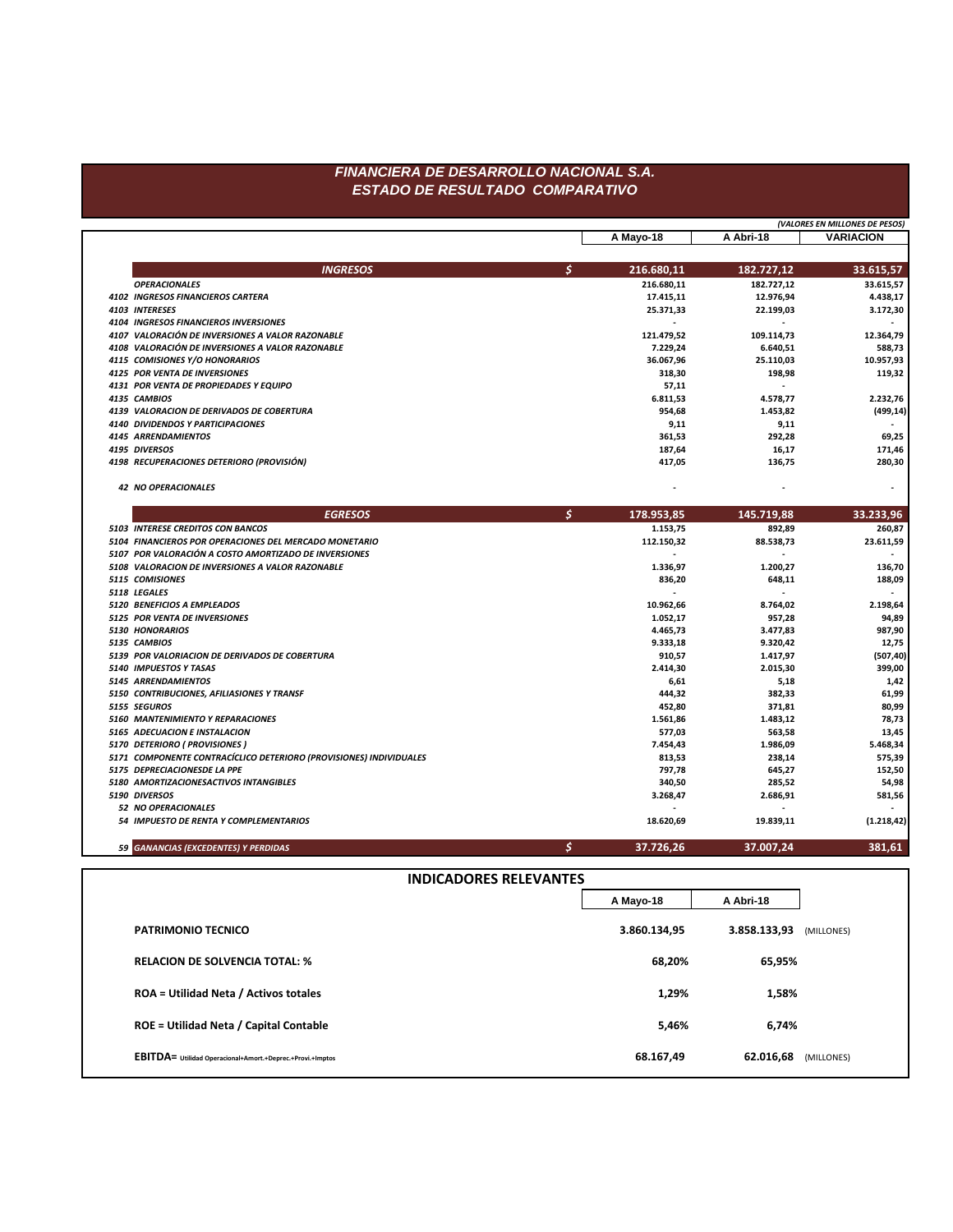# FINANCIERA DE DESARROLLO NACIONAL S.A.
## ESTADO DE RESULTADO COMPARATIVO

*(VALORES EN MILLONES DE PESOS)*

| | | A Mayo-18 | A Abri-18 | VARIACION |
|---|---|---|---|---|
| **INGRESOS** | $ | 216.680,11 | 182.727,12 | 33.615,57 |
| OPERACIONALES | | 216.680,11 | 182.727,12 | 33.615,57 |
| 4102 INGRESOS FINANCIEROS CARTERA | | 17.415,11 | 12.976,94 | 4.438,17 |
| 4103 INTERESES | | 25.371,33 | 22.199,03 | 3.172,30 |
| 4104 INGRESOS FINANCIEROS INVERSIONES | | - | - | - |
| 4107 VALORACIÓN DE INVERSIONES A VALOR RAZONABLE | | 121.479,52 | 109.114,73 | 12.364,79 |
| 4108 VALORACIÓN DE INVERSIONES A VALOR RAZONABLE | | 7.229,24 | 6.640,51 | 588,73 |
| 4115 COMISIONES Y/O HONORARIOS | | 36.067,96 | 25.110,03 | 10.957,93 |
| 4125 POR VENTA DE INVERSIONES | | 318,30 | 198,98 | 119,32 |
| 4131 POR VENTA DE PROPIEDADES Y EQUIPO | | 57,11 | - | |
| 4135 CAMBIOS | | 6.811,53 | 4.578,77 | 2.232,76 |
| 4139 VALORACION DE DERIVADOS DE COBERTURA | | 954,68 | 1.453,82 | (499,14) |
| 4140 DIVIDENDOS Y PARTICIPACIONES | | 9,11 | 9,11 | - |
| 4145 ARRENDAMIENTOS | | 361,53 | 292,28 | 69,25 |
| 4195 DIVERSOS | | 187,64 | 16,17 | 171,46 |
| 4198 RECUPERACIONES DETERIORO (PROVISIÓN) | | 417,05 | 136,75 | 280,30 |
| 42 NO OPERACIONALES | | - | - | - |
| **EGRESOS** | $ | 178.953,85 | 145.719,88 | 33.233,96 |
| 5103 INTERESE CREDITOS CON BANCOS | | 1.153,75 | 892,89 | 260,87 |
| 5104 FINANCIEROS POR OPERACIONES DEL MERCADO MONETARIO | | 112.150,32 | 88.538,73 | 23.611,59 |
| 5107 POR VALORIZACIÓN A COSTO AMORTIZADO DE INVERSIONES | | - | - | - |
| 5108 VALORACION DE INVERSIONES A VALOR RAZONABLE | | 1.336,97 | 1.200,27 | 136,70 |
| 5115 COMISIONES | | 836,20 | 648,11 | 188,09 |
| 5118 LEGALES | | - | - | - |
| 5120 BENEFICIOS A EMPLEADOS | | 10.962,66 | 8.764,02 | 2.198,64 |
| 5125 POR VENTA DE INVERSIONES | | 1.052,17 | 957,28 | 94,89 |
| 5130 HONORARIOS | | 4.465,73 | 3.477,83 | 987,90 |
| 5135 CAMBIOS | | 9.333,18 | 9.320,42 | 12,75 |
| 5139 POR VALORIACION DE DERIVADOS DE COBERTURA | | 910,57 | 1.417,97 | (507,40) |
| 5140 IMPUESTOS Y TASAS | | 2.414,30 | 2.015,30 | 399,00 |
| 5145 ARRENDAMIENTOS | | 6,61 | 5,18 | 1,42 |
| 5150 CONTRIBUCIONES, AFILIASIONES Y TRANSF | | 444,32 | 382,33 | 61,99 |
| 5155 SEGUROS | | 452,80 | 371,81 | 80,99 |
| 5160 MANTENIMIENTO Y REPARACIONES | | 1.561,86 | 1.483,12 | 78,73 |
| 5165 ADECUACION E INSTALACION | | 577,03 | 563,58 | 13,45 |
| 5170 DETERIORO ( PROVISIONES ) | | 7.454,43 | 1.986,09 | 5.468,34 |
| 5171 COMPONENTE CONTRACÍCLICO DETERIORO (PROVISIONES) INDIVIDUALES | | 813,53 | 238,14 | 575,39 |
| 5175 DEPRECIACIONESDE LA PPE | | 797,78 | 645,27 | 152,50 |
| 5180 AMORTIZACIONESACTIVOS INTANGIBLES | | 340,50 | 285,52 | 54,98 |
| 5190 DIVERSOS | | 3.268,47 | 2.686,91 | 581,56 |
| 52 NO OPERACIONALES | | - | - | - |
| 54 IMPUESTO DE RENTA Y COMPLEMENTARIOS | | 18.620,69 | 19.839,11 | (1.218,42) |
| 59 GANANCIAS (EXCEDENTES) Y PERDIDAS | $ | 37.726,26 | 37.007,24 | 381,61 |

## INDICADORES RELEVANTES

| | A Mayo-18 | A Abri-18 | |
|---|---|---|---|
| **PATRIMONIO TECNICO** | 3.860.134,95 | 3.858.133,93 | (MILLONES) |
| **RELACION DE SOLVENCIA TOTAL: %** | 68,20% | 65,95% | |
| **ROA = Utilidad Neta / Activos totales** | 1,29% | 1,58% | |
| **ROE = Utilidad Neta / Capital Contable** | 5,46% | 6,74% | |
| **EBITDA=** Utilidad Operacional+Amort.+Deprec.+Provi.+Imptos | 68.167,49 | 62.016,68 | (MILLONES) |